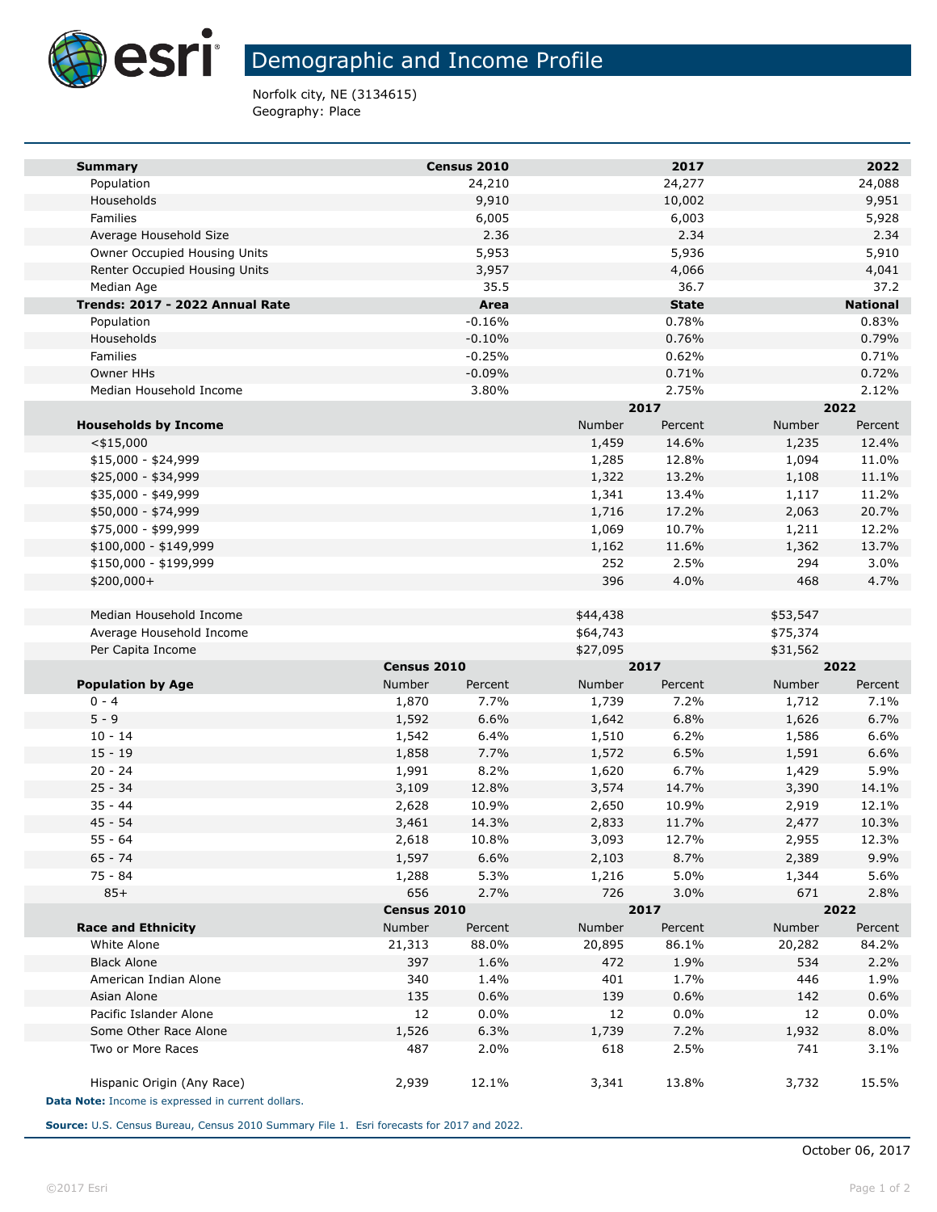# Demographic and Income Profile

Norfolk city, NE (3134615)
Geography: Place

| Summary | Census 2010 | 2017 | 2022 |
|---|---|---|---|
| Population | 24,210 | 24,277 | 24,088 |
| Households | 9,910 | 10,002 | 9,951 |
| Families | 6,005 | 6,003 | 5,928 |
| Average Household Size | 2.36 | 2.34 | 2.34 |
| Owner Occupied Housing Units | 5,953 | 5,936 | 5,910 |
| Renter Occupied Housing Units | 3,957 | 4,066 | 4,041 |
| Median Age | 35.5 | 36.7 | 37.2 |

| Trends: 2017 - 2022 Annual Rate | Area | State | National |
|---|---|---|---|
| Population | -0.16% | 0.78% | 0.83% |
| Households | -0.10% | 0.76% | 0.79% |
| Families | -0.25% | 0.62% | 0.71% |
| Owner HHs | -0.09% | 0.71% | 0.72% |
| Median Household Income | 3.80% | 2.75% | 2.12% |

| | 2017 | | 2022 | |
|---|---|---|---|---|
| Households by Income | Number | Percent | Number | Percent |
| <$15,000 | 1,459 | 14.6% | 1,235 | 12.4% |
| $15,000 - $24,999 | 1,285 | 12.8% | 1,094 | 11.0% |
| $25,000 - $34,999 | 1,322 | 13.2% | 1,108 | 11.1% |
| $35,000 - $49,999 | 1,341 | 13.4% | 1,117 | 11.2% |
| $50,000 - $74,999 | 1,716 | 17.2% | 2,063 | 20.7% |
| $75,000 - $99,999 | 1,069 | 10.7% | 1,211 | 12.2% |
| $100,000 - $149,999 | 1,162 | 11.6% | 1,362 | 13.7% |
| $150,000 - $199,999 | 252 | 2.5% | 294 | 3.0% |
| $200,000+ | 396 | 4.0% | 468 | 4.7% |
| | | | | |
| Median Household Income | $44,438 | | $53,547 | |
| Average Household Income | $64,743 | | $75,374 | |
| Per Capita Income | $27,095 | | $31,562 | |

| | Census 2010 | | 2017 | | 2022 | |
|---|---|---|---|---|---|---|
| Population by Age | Number | Percent | Number | Percent | Number | Percent |
| 0 - 4 | 1,870 | 7.7% | 1,739 | 7.2% | 1,712 | 7.1% |
| 5 - 9 | 1,592 | 6.6% | 1,642 | 6.8% | 1,626 | 6.7% |
| 10 - 14 | 1,542 | 6.4% | 1,510 | 6.2% | 1,586 | 6.6% |
| 15 - 19 | 1,858 | 7.7% | 1,572 | 6.5% | 1,591 | 6.6% |
| 20 - 24 | 1,991 | 8.2% | 1,620 | 6.7% | 1,429 | 5.9% |
| 25 - 34 | 3,109 | 12.8% | 3,574 | 14.7% | 3,390 | 14.1% |
| 35 - 44 | 2,628 | 10.9% | 2,650 | 10.9% | 2,919 | 12.1% |
| 45 - 54 | 3,461 | 14.3% | 2,833 | 11.7% | 2,477 | 10.3% |
| 55 - 64 | 2,618 | 10.8% | 3,093 | 12.7% | 2,955 | 12.3% |
| 65 - 74 | 1,597 | 6.6% | 2,103 | 8.7% | 2,389 | 9.9% |
| 75 - 84 | 1,288 | 5.3% | 1,216 | 5.0% | 1,344 | 5.6% |
| 85+ | 656 | 2.7% | 726 | 3.0% | 671 | 2.8% |

| | Census 2010 | | 2017 | | 2022 | |
|---|---|---|---|---|---|---|
| Race and Ethnicity | Number | Percent | Number | Percent | Number | Percent |
| White Alone | 21,313 | 88.0% | 20,895 | 86.1% | 20,282 | 84.2% |
| Black Alone | 397 | 1.6% | 472 | 1.9% | 534 | 2.2% |
| American Indian Alone | 340 | 1.4% | 401 | 1.7% | 446 | 1.9% |
| Asian Alone | 135 | 0.6% | 139 | 0.6% | 142 | 0.6% |
| Pacific Islander Alone | 12 | 0.0% | 12 | 0.0% | 12 | 0.0% |
| Some Other Race Alone | 1,526 | 6.3% | 1,739 | 7.2% | 1,932 | 8.0% |
| Two or More Races | 487 | 2.0% | 618 | 2.5% | 741 | 3.1% |
| | | | | | | |
| Hispanic Origin (Any Race) | 2,939 | 12.1% | 3,341 | 13.8% | 3,732 | 15.5% |

**Data Note:** Income is expressed in current dollars.

**Source:** U.S. Census Bureau, Census 2010 Summary File 1. Esri forecasts for 2017 and 2022.

October 06, 2017

©2017 Esri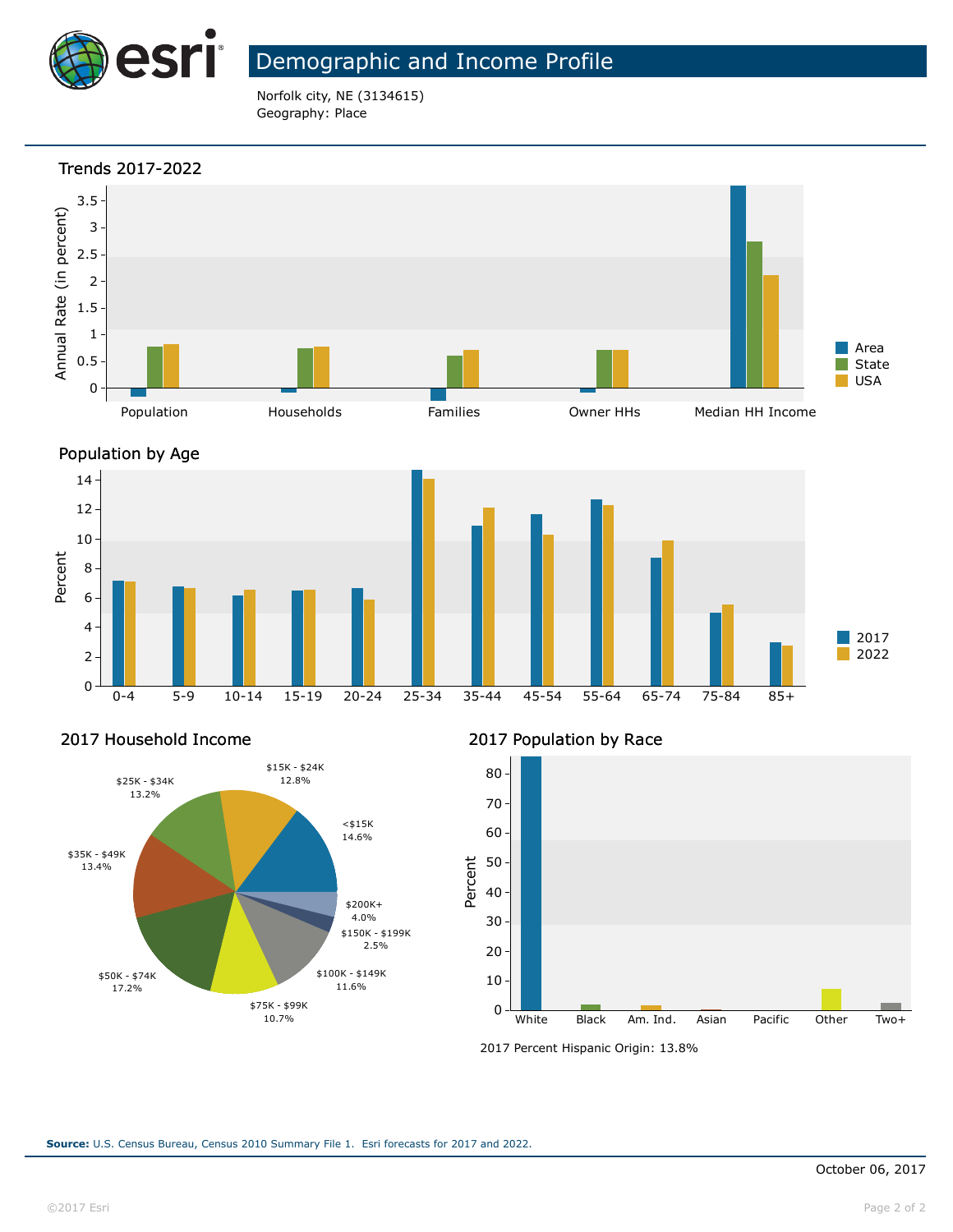# Demographic and Income Profile

Norfolk city, NE (3134615)
Geography: Place

## Trends 2017-2022

Annual Rate (in percent)

3.5
3
2.5
2
1.5
1
0.5
0

Population
Households
Families
Owner HHs
Median HH Income

Area
State
USA

## Population by Age

Percent

14
12
10
8
6
4
2
0

0-4
5-9
10-14
15-19
20-24
25-34
35-44
45-54
55-64
65-74
75-84
85+

2017
2022

## 2017 Household Income

<$15K
14.6%

$15K - $24K
12.8%

$25K - $34K
13.2%

$35K - $49K
13.4%

$50K - $74K
17.2%

$75K - $99K
10.7%

$100K - $149K
11.6%

$150K - $199K
2.5%

$200K+
4.0%

## 2017 Population by Race

Percent

80
70
60
50
40
30
20
10
0

White
Black
Am. Ind.
Asian
Pacific
Other
Two+

2017 Percent Hispanic Origin: 13.8%

**Source:** U.S. Census Bureau, Census 2010 Summary File 1. Esri forecasts for 2017 and 2022.

October 06, 2017

©2017 Esri